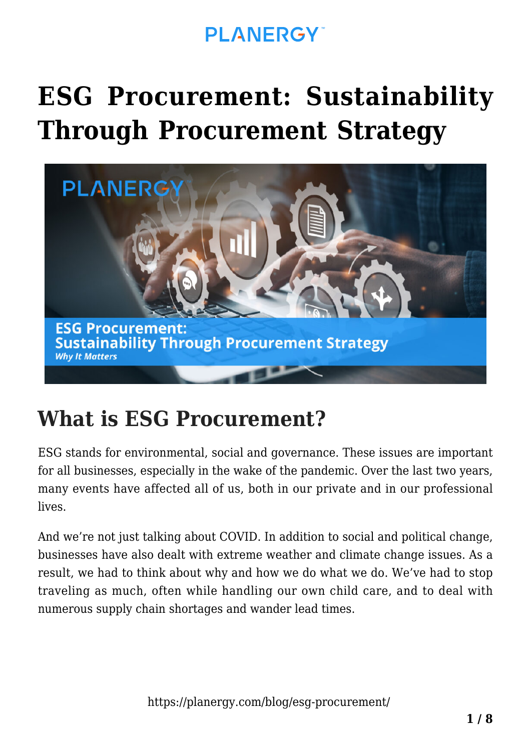# ESG Procurement: Sustainability Through Procurement Strategy

## What is ESG Procurement?

ESG stands for environmental, social and governance. These issues are important for all businesses, especially in the wake of the pandemic. Over the last two years, many events have affected all of us, both in our private and in our professional lives.

And we're not just talking about COVID. In addition to social and political change, businesses have also dealt with extreme weather and climate change issues. As a result, we had to think about why and how we do what we do. We've had to stop traveling as much, often while handling our own child care, and to deal with numerous supply chain shortages and wander lead times.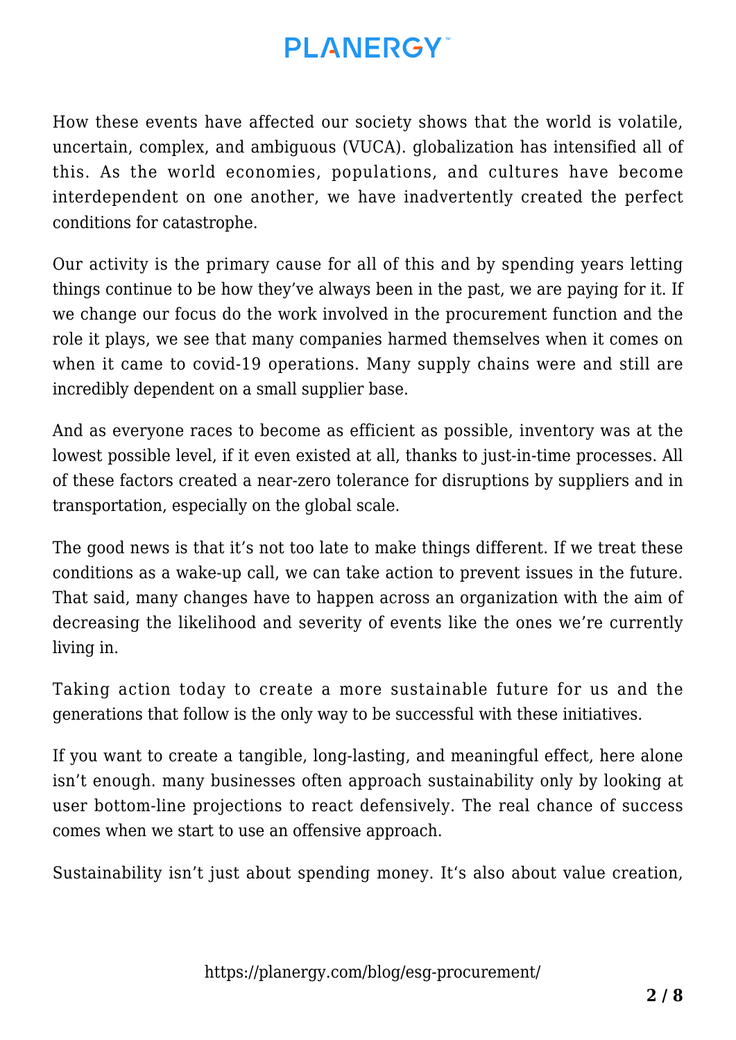How these events have affected our society shows that the world is volatile, uncertain, complex, and ambiguous (VUCA). globalization has intensified all of this. As the world economies, populations, and cultures have become interdependent on one another, we have inadvertently created the perfect conditions for catastrophe.

Our activity is the primary cause for all of this and by spending years letting things continue to be how they've always been in the past, we are paying for it. If we change our focus do the work involved in the procurement function and the role it plays, we see that many companies harmed themselves when it comes on when it came to covid-19 operations. Many supply chains were and still are incredibly dependent on a small supplier base.

And as everyone races to become as efficient as possible, inventory was at the lowest possible level, if it even existed at all, thanks to just-in-time processes. All of these factors created a near-zero tolerance for disruptions by suppliers and in transportation, especially on the global scale.

The good news is that it's not too late to make things different. If we treat these conditions as a wake-up call, we can take action to prevent issues in the future. That said, many changes have to happen across an organization with the aim of decreasing the likelihood and severity of events like the ones we're currently living in.

Taking action today to create a more sustainable future for us and the generations that follow is the only way to be successful with these initiatives.

If you want to create a tangible, long-lasting, and meaningful effect, here alone isn't enough. many businesses often approach sustainability only by looking at user bottom-line projections to react defensively. The real chance of success comes when we start to use an offensive approach.

Sustainability isn't just about spending money. It's also about value creation,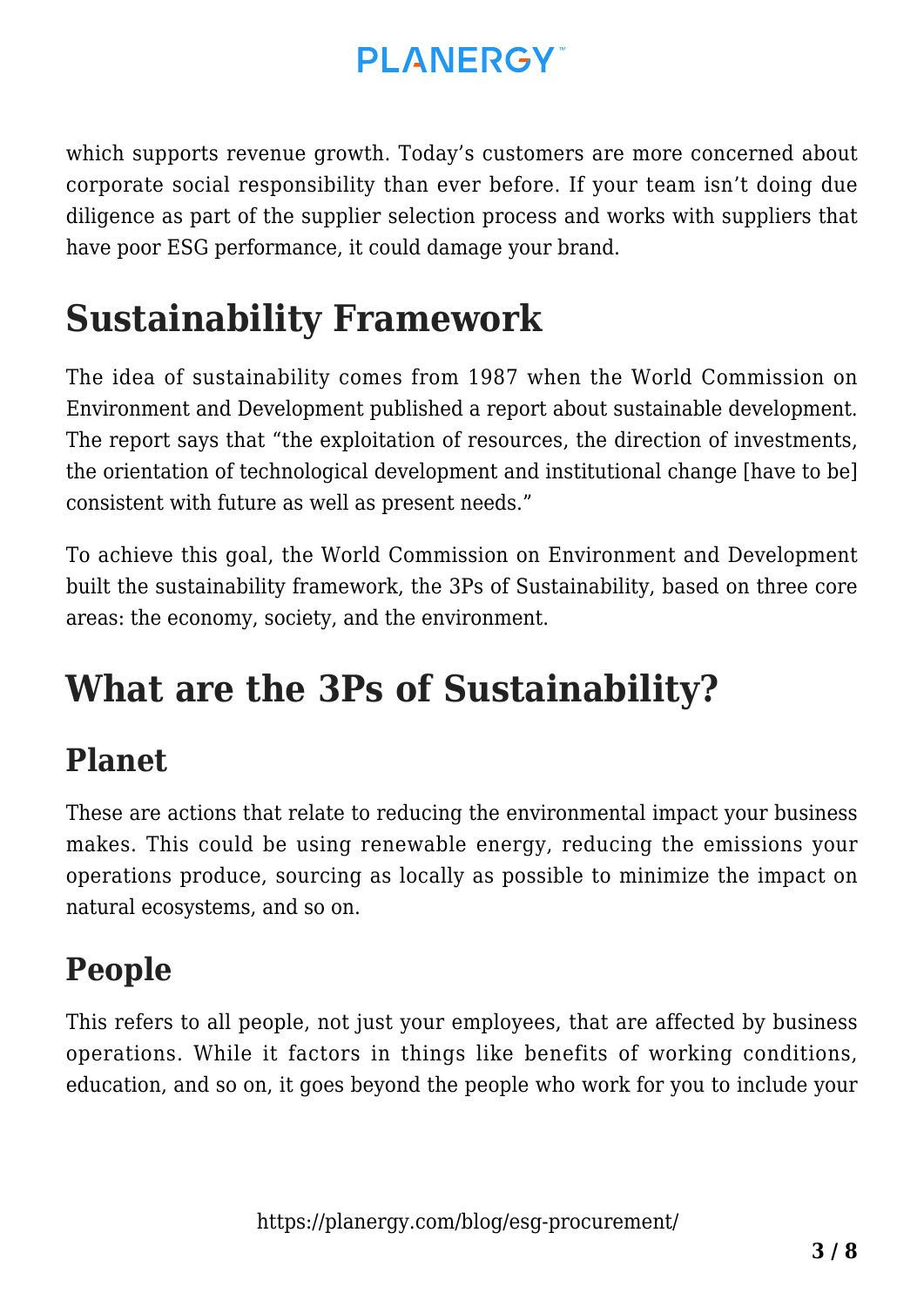which supports revenue growth. Today's customers are more concerned about corporate social responsibility than ever before. If your team isn't doing due diligence as part of the supplier selection process and works with suppliers that have poor ESG performance, it could damage your brand.

# Sustainability Framework

The idea of sustainability comes from 1987 when the World Commission on Environment and Development published a report about sustainable development. The report says that "the exploitation of resources, the direction of investments, the orientation of technological development and institutional change [have to be] consistent with future as well as present needs."

To achieve this goal, the World Commission on Environment and Development built the sustainability framework, the 3Ps of Sustainability, based on three core areas: the economy, society, and the environment.

# What are the 3Ps of Sustainability?

## Planet

These are actions that relate to reducing the environmental impact your business makes. This could be using renewable energy, reducing the emissions your operations produce, sourcing as locally as possible to minimize the impact on natural ecosystems, and so on.

## People

This refers to all people, not just your employees, that are affected by business operations. While it factors in things like benefits of working conditions, education, and so on, it goes beyond the people who work for you to include your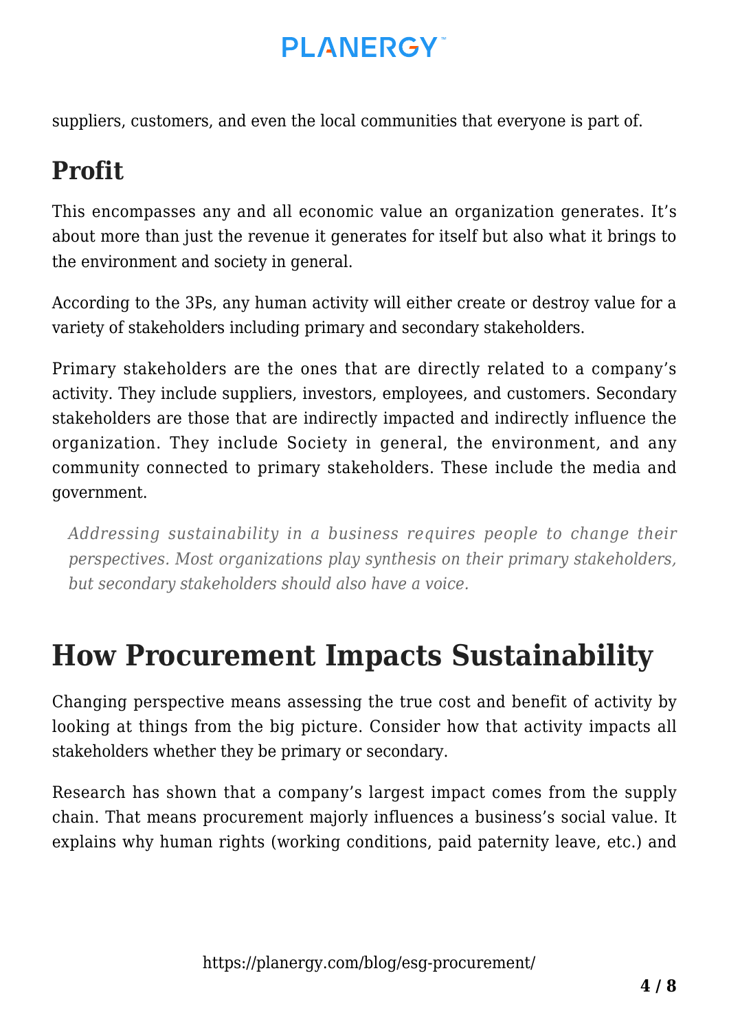suppliers, customers, and even the local communities that everyone is part of.

## Profit

This encompasses any and all economic value an organization generates. It's about more than just the revenue it generates for itself but also what it brings to the environment and society in general.

According to the 3Ps, any human activity will either create or destroy value for a variety of stakeholders including primary and secondary stakeholders.

Primary stakeholders are the ones that are directly related to a company's activity. They include suppliers, investors, employees, and customers. Secondary stakeholders are those that are indirectly impacted and indirectly influence the organization. They include Society in general, the environment, and any community connected to primary stakeholders. These include the media and government.

> *Addressing sustainability in a business requires people to change their perspectives. Most organizations play synthesis on their primary stakeholders, but secondary stakeholders should also have a voice.*

# How Procurement Impacts Sustainability

Changing perspective means assessing the true cost and benefit of activity by looking at things from the big picture. Consider how that activity impacts all stakeholders whether they be primary or secondary.

Research has shown that a company's largest impact comes from the supply chain. That means procurement majorly influences a business's social value. It explains why human rights (working conditions, paid paternity leave, etc.) and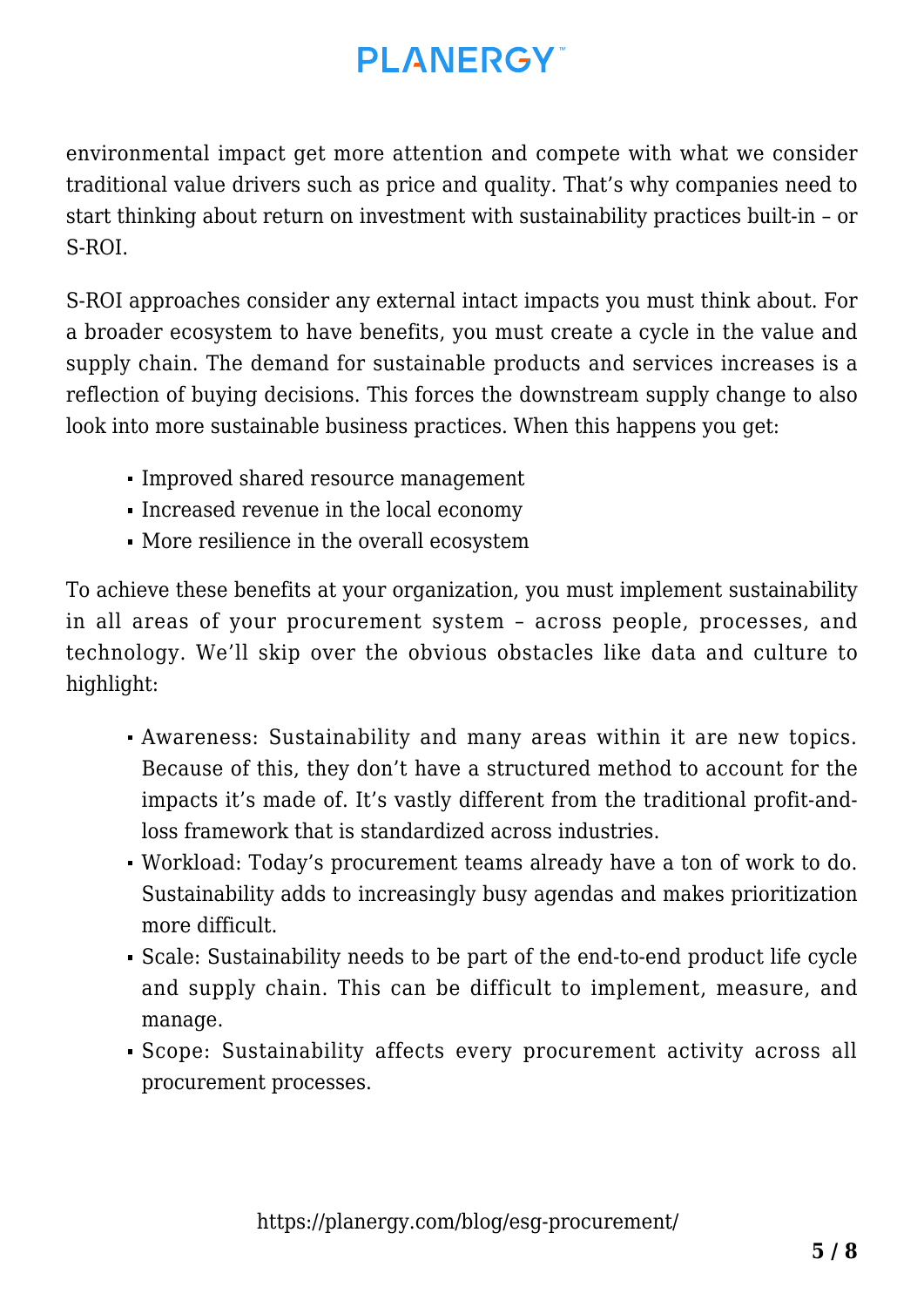environmental impact get more attention and compete with what we consider traditional value drivers such as price and quality. That's why companies need to start thinking about return on investment with sustainability practices built-in – or S-ROI.

S-ROI approaches consider any external intact impacts you must think about. For a broader ecosystem to have benefits, you must create a cycle in the value and supply chain. The demand for sustainable products and services increases is a reflection of buying decisions. This forces the downstream supply change to also look into more sustainable business practices. When this happens you get:

- Improved shared resource management
- Increased revenue in the local economy
- More resilience in the overall ecosystem

To achieve these benefits at your organization, you must implement sustainability in all areas of your procurement system – across people, processes, and technology. We'll skip over the obvious obstacles like data and culture to highlight:

- Awareness: Sustainability and many areas within it are new topics. Because of this, they don't have a structured method to account for the impacts it's made of. It's vastly different from the traditional profit-and-loss framework that is standardized across industries.
- Workload: Today's procurement teams already have a ton of work to do. Sustainability adds to increasingly busy agendas and makes prioritization more difficult.
- Scale: Sustainability needs to be part of the end-to-end product life cycle and supply chain. This can be difficult to implement, measure, and manage.
- Scope: Sustainability affects every procurement activity across all procurement processes.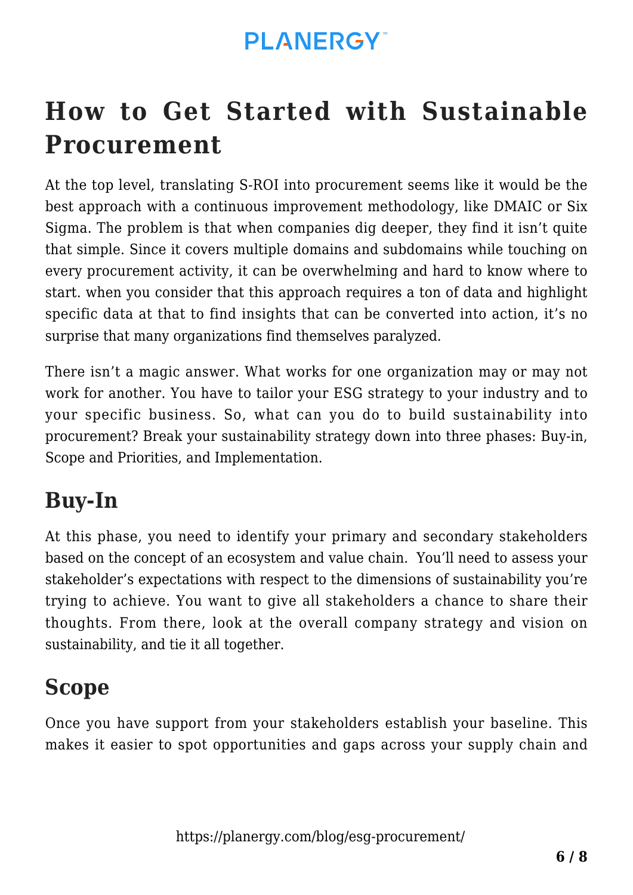# How to Get Started with Sustainable Procurement

At the top level, translating S-ROI into procurement seems like it would be the best approach with a continuous improvement methodology, like DMAIC or Six Sigma. The problem is that when companies dig deeper, they find it isn't quite that simple. Since it covers multiple domains and subdomains while touching on every procurement activity, it can be overwhelming and hard to know where to start. when you consider that this approach requires a ton of data and highlight specific data at that to find insights that can be converted into action, it's no surprise that many organizations find themselves paralyzed.

There isn't a magic answer. What works for one organization may or may not work for another. You have to tailor your ESG strategy to your industry and to your specific business. So, what can you do to build sustainability into procurement? Break your sustainability strategy down into three phases: Buy-in, Scope and Priorities, and Implementation.

## Buy-In

At this phase, you need to identify your primary and secondary stakeholders based on the concept of an ecosystem and value chain.  You'll need to assess your stakeholder's expectations with respect to the dimensions of sustainability you're trying to achieve. You want to give all stakeholders a chance to share their thoughts. From there, look at the overall company strategy and vision on sustainability, and tie it all together.

## Scope

Once you have support from your stakeholders establish your baseline. This makes it easier to spot opportunities and gaps across your supply chain and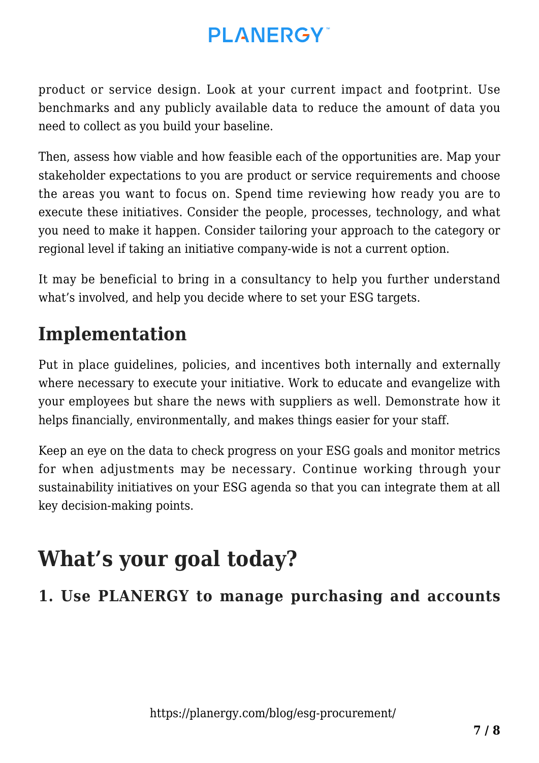product or service design. Look at your current impact and footprint. Use benchmarks and any publicly available data to reduce the amount of data you need to collect as you build your baseline.

Then, assess how viable and how feasible each of the opportunities are. Map your stakeholder expectations to you are product or service requirements and choose the areas you want to focus on. Spend time reviewing how ready you are to execute these initiatives. Consider the people, processes, technology, and what you need to make it happen. Consider tailoring your approach to the category or regional level if taking an initiative company-wide is not a current option.

It may be beneficial to bring in a consultancy to help you further understand what's involved, and help you decide where to set your ESG targets.

## Implementation

Put in place guidelines, policies, and incentives both internally and externally where necessary to execute your initiative. Work to educate and evangelize with your employees but share the news with suppliers as well. Demonstrate how it helps financially, environmentally, and makes things easier for your staff.

Keep an eye on the data to check progress on your ESG goals and monitor metrics for when adjustments may be necessary. Continue working through your sustainability initiatives on your ESG agenda so that you can integrate them at all key decision-making points.

# What's your goal today?

### 1. Use PLANERGY to manage purchasing and accounts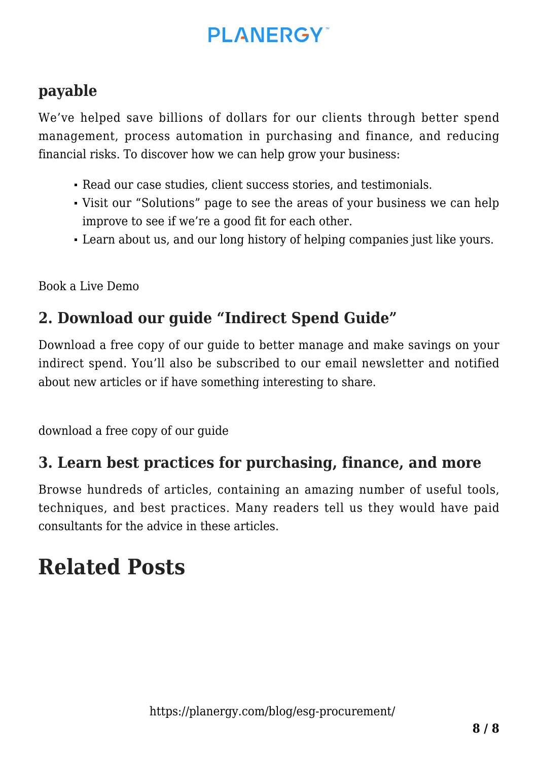## payable

We've helped save billions of dollars for our clients through better spend management, process automation in purchasing and finance, and reducing financial risks. To discover how we can help grow your business:

- Read our case studies, client success stories, and testimonials.
- Visit our "Solutions" page to see the areas of your business we can help improve to see if we're a good fit for each other.
- Learn about us, and our long history of helping companies just like yours.

Book a Live Demo

## 2. Download our guide "Indirect Spend Guide"

Download a free copy of our guide to better manage and make savings on your indirect spend. You'll also be subscribed to our email newsletter and notified about new articles or if have something interesting to share.

download a free copy of our guide

## 3. Learn best practices for purchasing, finance, and more

Browse hundreds of articles, containing an amazing number of useful tools, techniques, and best practices. Many readers tell us they would have paid consultants for the advice in these articles.

# Related Posts